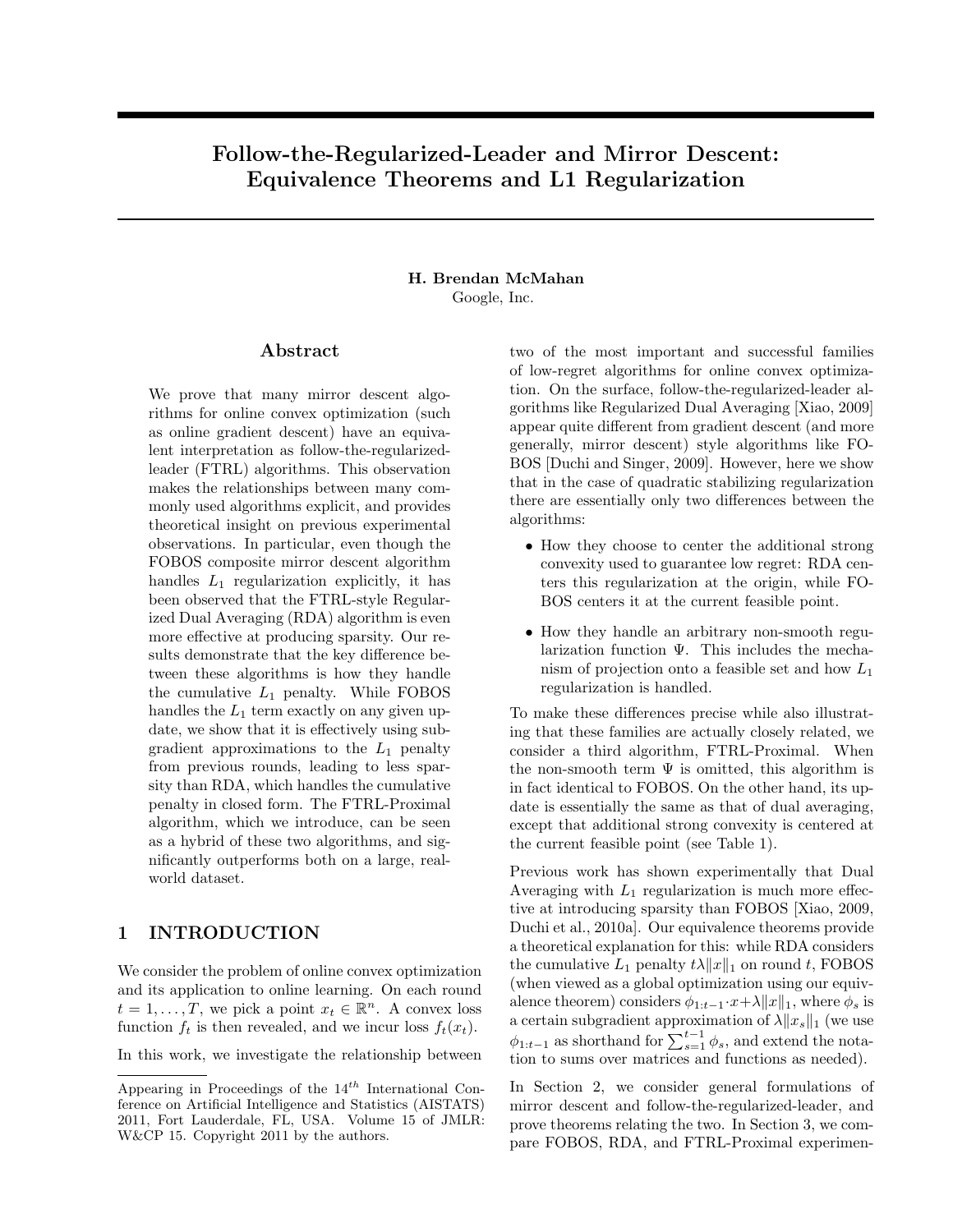# Follow-the-Regularized-Leader and Mirror Descent: Equivalence Theorems and L1 Regularization

**H. Brendan McMahan**
Google, Inc.

## Abstract

We prove that many mirror descent algorithms for online convex optimization (such as online gradient descent) have an equivalent interpretation as follow-the-regularized-leader (FTRL) algorithms. This observation makes the relationships between many commonly used algorithms explicit, and provides theoretical insight on previous experimental observations. In particular, even though the FOBOS composite mirror descent algorithm handles $L_1$ regularization explicitly, it has been observed that the FTRL-style Regularized Dual Averaging (RDA) algorithm is even more effective at producing sparsity. Our results demonstrate that the key difference between these algorithms is how they handle the cumulative $L_1$ penalty. While FOBOS handles the $L_1$ term exactly on any given update, we show that it is effectively using subgradient approximations to the $L_1$ penalty from previous rounds, leading to less sparsity than RDA, which handles the cumulative penalty in closed form. The FTRL-Proximal algorithm, which we introduce, can be seen as a hybrid of these two algorithms, and significantly outperforms both on a large, real-world dataset.

## 1 INTRODUCTION

We consider the problem of online convex optimization and its application to online learning. On each round $t = 1, \ldots, T$, we pick a point $x_t \in \mathbb{R}^n$. A convex loss function $f_t$ is then revealed, and we incur loss $f_t(x_t)$.

In this work, we investigate the relationship between two of the most important and successful families of low-regret algorithms for online convex optimization. On the surface, follow-the-regularized-leader algorithms like Regularized Dual Averaging [Xiao, 2009] appear quite different from gradient descent (and more generally, mirror descent) style algorithms like FOBOS [Duchi and Singer, 2009]. However, here we show that in the case of quadratic stabilizing regularization there are essentially only two differences between the algorithms:

- How they choose to center the additional strong convexity used to guarantee low regret: RDA centers this regularization at the origin, while FOBOS centers it at the current feasible point.
- How they handle an arbitrary non-smooth regularization function $\Psi$. This includes the mechanism of projection onto a feasible set and how $L_1$ regularization is handled.

To make these differences precise while also illustrating that these families are actually closely related, we consider a third algorithm, FTRL-Proximal. When the non-smooth term $\Psi$ is omitted, this algorithm is in fact identical to FOBOS. On the other hand, its update is essentially the same as that of dual averaging, except that additional strong convexity is centered at the current feasible point (see Table 1).

Previous work has shown experimentally that Dual Averaging with $L_1$ regularization is much more effective at introducing sparsity than FOBOS [Xiao, 2009, Duchi et al., 2010a]. Our equivalence theorems provide a theoretical explanation for this: while RDA considers the cumulative $L_1$ penalty $t\lambda\|x\|_1$ on round $t$, FOBOS (when viewed as a global optimization using our equivalence theorem) considers $\phi_{1:t-1} \cdot x + \lambda\|x\|_1$, where $\phi_s$ is a certain subgradient approximation of $\lambda\|x_s\|_1$ (we use $\phi_{1:t-1}$ as shorthand for $\sum_{s=1}^{t-1} \phi_s$, and extend the notation to sums over matrices and functions as needed).

In Section 2, we consider general formulations of mirror descent and follow-the-regularized-leader, and prove theorems relating the two. In Section 3, we compare FOBOS, RDA, and FTRL-Proximal experimen-

Appearing in Proceedings of the 14[th] International Conference on Artificial Intelligence and Statistics (AISTATS) 2011, Fort Lauderdale, FL, USA. Volume 15 of JMLR: W&CP 15. Copyright 2011 by the authors.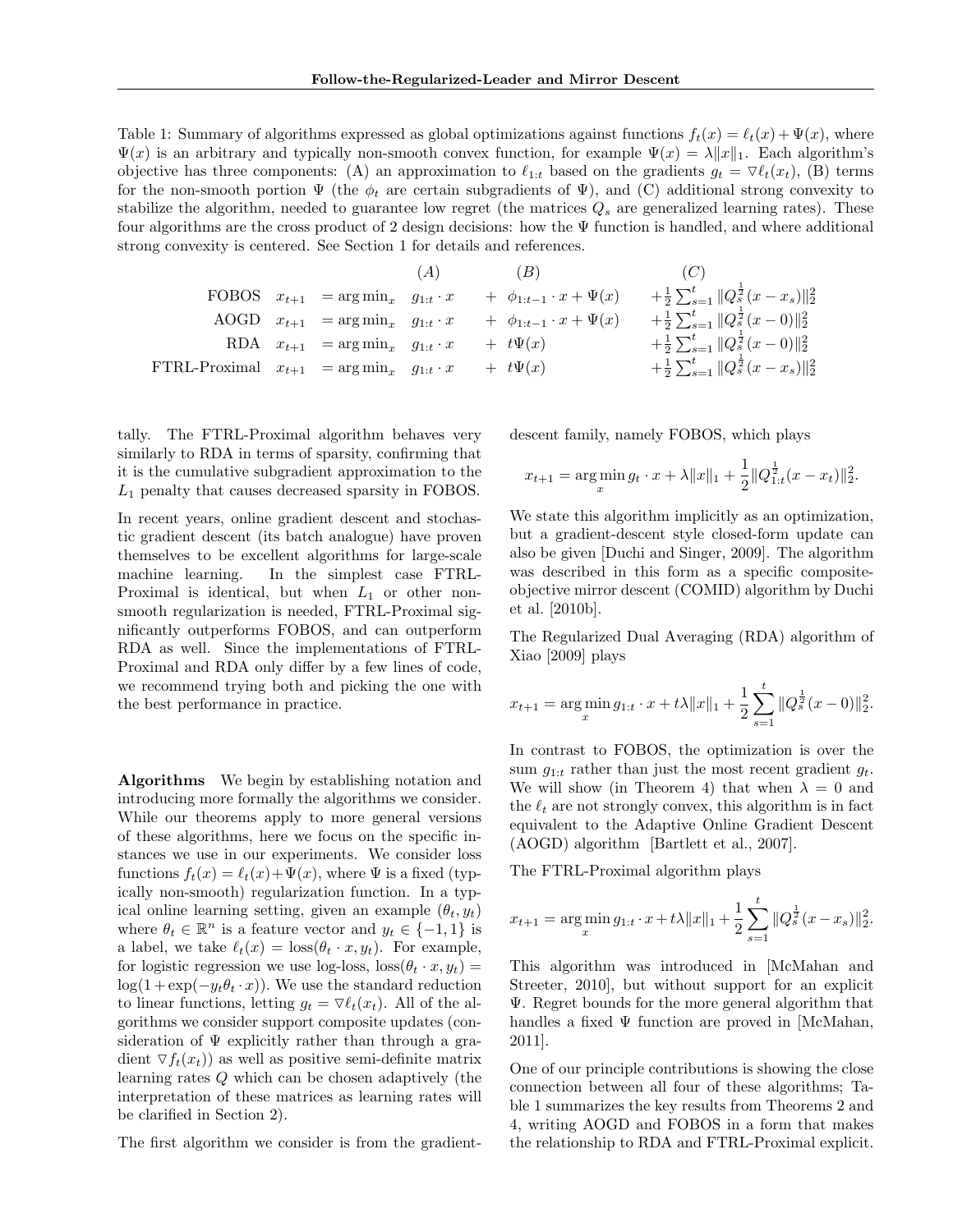Table 1: Summary of algorithms expressed as global optimizations against functions $f_t(x) = \ell_t(x) + \Psi(x)$, where $\Psi(x)$ is an arbitrary and typically non-smooth convex function, for example $\Psi(x) = \lambda\|x\|_1$. Each algorithm's objective has three components: (A) an approximation to $\ell_{1:t}$ based on the gradients $g_t = \nabla\ell_t(x_t)$, (B) terms for the non-smooth portion $\Psi$ (the $\phi_t$ are certain subgradients of $\Psi$), and (C) additional strong convexity to stabilize the algorithm, needed to guarantee low regret (the matrices $Q_s$ are generalized learning rates). These four algorithms are the cross product of 2 design decisions: how the $\Psi$ function is handled, and where additional strong convexity is centered. See Section 1 for details and references.

| | | | (A) | (B) | (C) |
|---|---|---|---|---|---|
| FOBOS | $x_{t+1}$ | $= \arg\min_x$ | $g_{1:t} \cdot x$ | $+ \ \phi_{1:t-1} \cdot x + \Psi(x)$ | $+\frac{1}{2}\sum_{s=1}^{t} \|Q_s^{\frac{1}{2}}(x - x_s)\|_2^2$ |
| AOGD | $x_{t+1}$ | $= \arg\min_x$ | $g_{1:t} \cdot x$ | $+ \ \phi_{1:t-1} \cdot x + \Psi(x)$ | $+\frac{1}{2}\sum_{s=1}^{t} \|Q_s^{\frac{1}{2}}(x - 0)\|_2^2$ |
| RDA | $x_{t+1}$ | $= \arg\min_x$ | $g_{1:t} \cdot x$ | $+ \ t\Psi(x)$ | $+\frac{1}{2}\sum_{s=1}^{t} \|Q_s^{\frac{1}{2}}(x - 0)\|_2^2$ |
| FTRL-Proximal | $x_{t+1}$ | $= \arg\min_x$ | $g_{1:t} \cdot x$ | $+ \ t\Psi(x)$ | $+\frac{1}{2}\sum_{s=1}^{t} \|Q_s^{\frac{1}{2}}(x - x_s)\|_2^2$ |

tally. The FTRL-Proximal algorithm behaves very similarly to RDA in terms of sparsity, confirming that it is the cumulative subgradient approximation to the $L_1$ penalty that causes decreased sparsity in FOBOS.

In recent years, online gradient descent and stochastic gradient descent (its batch analogue) have proven themselves to be excellent algorithms for large-scale machine learning. In the simplest case FTRL-Proximal is identical, but when $L_1$ or other non-smooth regularization is needed, FTRL-Proximal significantly outperforms FOBOS, and can outperform RDA as well. Since the implementations of FTRL-Proximal and RDA only differ by a few lines of code, we recommend trying both and picking the one with the best performance in practice.

**Algorithms** We begin by establishing notation and introducing more formally the algorithms we consider. While our theorems apply to more general versions of these algorithms, here we focus on the specific instances we use in our experiments. We consider loss functions $f_t(x) = \ell_t(x) + \Psi(x)$, where $\Psi$ is a fixed (typically non-smooth) regularization function. In a typical online learning setting, given an example $(\theta_t, y_t)$ where $\theta_t \in \mathbb{R}^n$ is a feature vector and $y_t \in \{-1, 1\}$ is a label, we take $\ell_t(x) = \text{loss}(\theta_t \cdot x, y_t)$. For example, for logistic regression we use log-loss, $\text{loss}(\theta_t \cdot x, y_t) = \log(1 + \exp(-y_t\theta_t \cdot x))$. We use the standard reduction to linear functions, letting $g_t = \nabla\ell_t(x_t)$. All of the algorithms we consider support composite updates (consideration of $\Psi$ explicitly rather than through a gradient $\nabla f_t(x_t)$) as well as positive semi-definite matrix learning rates $Q$ which can be chosen adaptively (the interpretation of these matrices as learning rates will be clarified in Section 2).

The first algorithm we consider is from the gradient-descent family, namely FOBOS, which plays

$$x_{t+1} = \arg\min_x g_t \cdot x + \lambda\|x\|_1 + \frac{1}{2}\|Q_{1:t}^{\frac{1}{2}}(x - x_t)\|_2^2.$$

We state this algorithm implicitly as an optimization, but a gradient-descent style closed-form update can also be given [Duchi and Singer, 2009]. The algorithm was described in this form as a specific composite-objective mirror descent (COMID) algorithm by Duchi et al. [2010b].

The Regularized Dual Averaging (RDA) algorithm of Xiao [2009] plays

$$x_{t+1} = \arg\min_x g_{1:t} \cdot x + t\lambda\|x\|_1 + \frac{1}{2}\sum_{s=1}^{t} \|Q_s^{\frac{1}{2}}(x - 0)\|_2^2.$$

In contrast to FOBOS, the optimization is over the sum $g_{1:t}$ rather than just the most recent gradient $g_t$. We will show (in Theorem 4) that when $\lambda = 0$ and the $\ell_t$ are not strongly convex, this algorithm is in fact equivalent to the Adaptive Online Gradient Descent (AOGD) algorithm [Bartlett et al., 2007].

The FTRL-Proximal algorithm plays

$$x_{t+1} = \arg\min_x g_{1:t} \cdot x + t\lambda\|x\|_1 + \frac{1}{2}\sum_{s=1}^{t} \|Q_s^{\frac{1}{2}}(x - x_s)\|_2^2.$$

This algorithm was introduced in [McMahan and Streeter, 2010], but without support for an explicit $\Psi$. Regret bounds for the more general algorithm that handles a fixed $\Psi$ function are proved in [McMahan, 2011].

One of our principle contributions is showing the close connection between all four of these algorithms; Table 1 summarizes the key results from Theorems 2 and 4, writing AOGD and FOBOS in a form that makes the relationship to RDA and FTRL-Proximal explicit.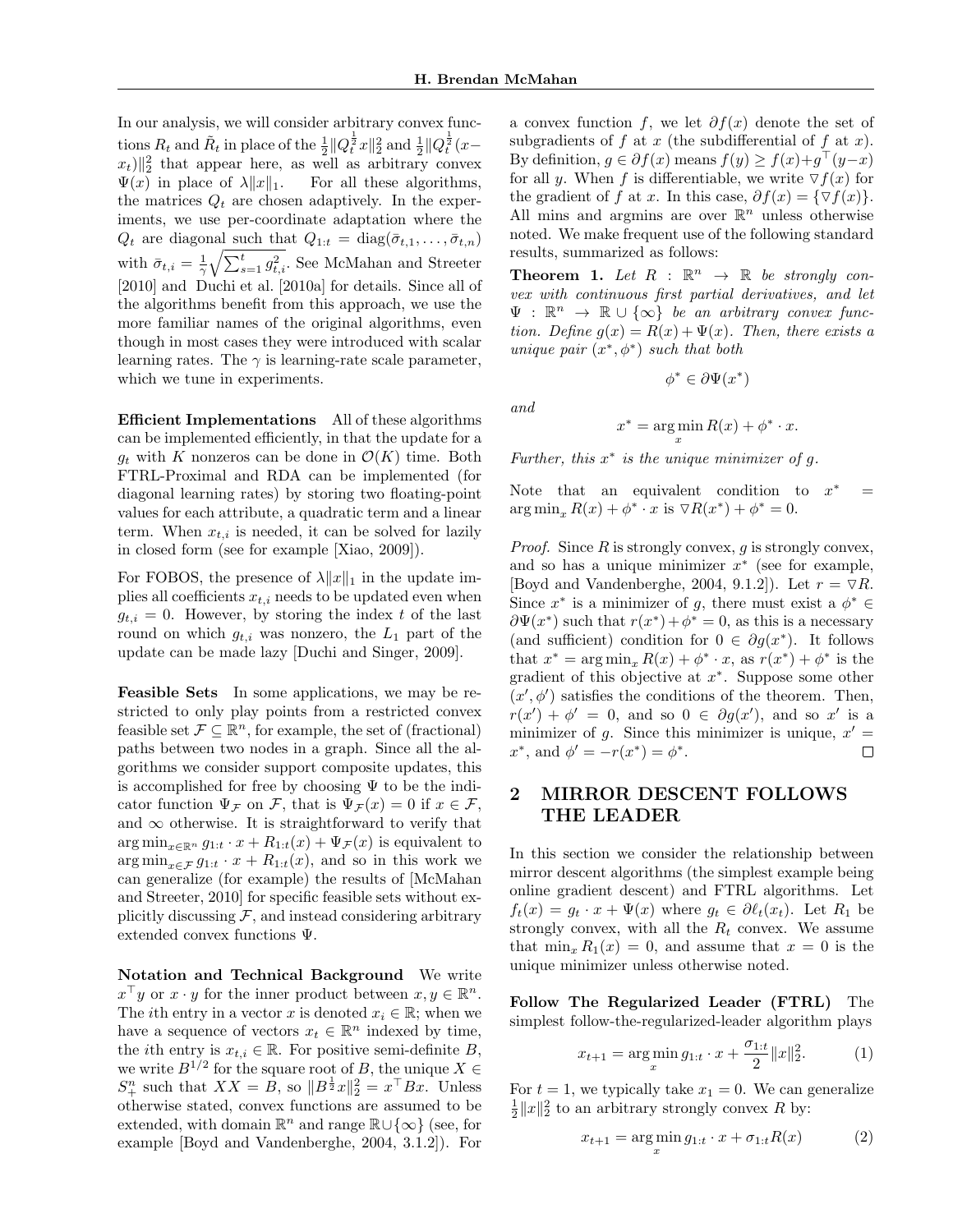In our analysis, we will consider arbitrary convex functions $R_t$ and $\tilde{R}_t$ in place of the $\frac{1}{2}\|Q_t^{\frac{1}{2}}x\|_2^2$ and $\frac{1}{2}\|Q_t^{\frac{1}{2}}(x - x_t)\|_2^2$ that appear here, as well as arbitrary convex $\Psi(x)$ in place of $\lambda\|x\|_1$. For all these algorithms, the matrices $Q_t$ are chosen adaptively. In the experiments, we use per-coordinate adaptation where the $Q_t$ are diagonal such that $Q_{1:t} = \text{diag}(\bar{\sigma}_{t,1}, \ldots, \bar{\sigma}_{t,n})$ with $\bar{\sigma}_{t,i} = \frac{1}{\gamma}\sqrt{\sum_{s=1}^{t} g_{t,i}^2}$. See McMahan and Streeter [2010] and Duchi et al. [2010a] for details. Since all of the algorithms benefit from this approach, we use the more familiar names of the original algorithms, even though in most cases they were introduced with scalar learning rates. The $\gamma$ is learning-rate scale parameter, which we tune in experiments.

**Efficient Implementations** All of these algorithms can be implemented efficiently, in that the update for a $g_t$ with $K$ nonzeros can be done in $\mathcal{O}(K)$ time. Both FTRL-Proximal and RDA can be implemented (for diagonal learning rates) by storing two floating-point values for each attribute, a quadratic term and a linear term. When $x_{t,i}$ is needed, it can be solved for lazily in closed form (see for example [Xiao, 2009]).

For FOBOS, the presence of $\lambda\|x\|_1$ in the update implies all coefficients $x_{t,i}$ needs to be updated even when $g_{t,i} = 0$. However, by storing the index $t$ of the last round on which $g_{t,i}$ was nonzero, the $L_1$ part of the update can be made lazy [Duchi and Singer, 2009].

**Feasible Sets** In some applications, we may be restricted to only play points from a restricted convex feasible set $\mathcal{F} \subseteq \mathbb{R}^n$, for example, the set of (fractional) paths between two nodes in a graph. Since all the algorithms we consider support composite updates, this is accomplished for free by choosing $\Psi$ to be the indicator function $\Psi_\mathcal{F}$ on $\mathcal{F}$, that is $\Psi_\mathcal{F}(x) = 0$ if $x \in \mathcal{F}$, and $\infty$ otherwise. It is straightforward to verify that $\arg\min_{x\in\mathbb{R}^n} g_{1:t} \cdot x + R_{1:t}(x) + \Psi_\mathcal{F}(x)$ is equivalent to $\arg\min_{x\in\mathcal{F}} g_{1:t} \cdot x + R_{1:t}(x)$, and so in this work we can generalize (for example) the results of [McMahan and Streeter, 2010] for specific feasible sets without explicitly discussing $\mathcal{F}$, and instead considering arbitrary extended convex functions $\Psi$.

**Notation and Technical Background** We write $x^\top y$ or $x \cdot y$ for the inner product between $x, y \in \mathbb{R}^n$. The $i$th entry in a vector $x$ is denoted $x_i \in \mathbb{R}$; when we have a sequence of vectors $x_t \in \mathbb{R}^n$ indexed by time, the $i$th entry is $x_{t,i} \in \mathbb{R}$. For positive semi-definite $B$, we write $B^{1/2}$ for the square root of $B$, the unique $X \in S_+^n$ such that $XX = B$, so $\|B^{\frac{1}{2}}x\|_2^2 = x^\top Bx$. Unless otherwise stated, convex functions are assumed to be extended, with domain $\mathbb{R}^n$ and range $\mathbb{R}\cup\{\infty\}$ (see, for example [Boyd and Vandenberghe, 2004, 3.1.2]). For a convex function $f$, we let $\partial f(x)$ denote the set of subgradients of $f$ at $x$ (the subdifferential of $f$ at $x$). By definition, $g \in \partial f(x)$ means $f(y) \geq f(x) + g^\top(y - x)$ for all $y$. When $f$ is differentiable, we write $\triangledown f(x)$ for the gradient of $f$ at $x$. In this case, $\partial f(x) = \{\triangledown f(x)\}$. All mins and argmins are over $\mathbb{R}^n$ unless otherwise noted. We make frequent use of the following standard results, summarized as follows:

**Theorem 1.** *Let $R : \mathbb{R}^n \to \mathbb{R}$ be strongly convex with continuous first partial derivatives, and let $\Psi : \mathbb{R}^n \to \mathbb{R} \cup \{\infty\}$ be an arbitrary convex function. Define $g(x) = R(x) + \Psi(x)$. Then, there exists a unique pair $(x^*, \phi^*)$ such that both*

$$\phi^* \in \partial\Psi(x^*)$$

*and*

$$x^* = \arg\min_x R(x) + \phi^* \cdot x.$$

*Further, this $x^*$ is the unique minimizer of $g$.*

Note that an equivalent condition to $x^* = \arg\min_x R(x) + \phi^* \cdot x$ is $\triangledown R(x^*) + \phi^* = 0$.

*Proof.* Since $R$ is strongly convex, $g$ is strongly convex, and so has a unique minimizer $x^*$ (see for example, [Boyd and Vandenberghe, 2004, 9.1.2]). Let $r = \triangledown R$. Since $x^*$ is a minimizer of $g$, there must exist a $\phi^* \in \partial\Psi(x^*)$ such that $r(x^*) + \phi^* = 0$, as this is a necessary (and sufficient) condition for $0 \in \partial g(x^*)$. It follows that $x^* = \arg\min_x R(x) + \phi^* \cdot x$, as $r(x^*) + \phi^*$ is the gradient of this objective at $x^*$. Suppose some other $(x', \phi')$ satisfies the conditions of the theorem. Then, $r(x') + \phi' = 0$, and so $0 \in \partial g(x')$, and so $x'$ is a minimizer of $g$. Since this minimizer is unique, $x' = x^*$, and $\phi' = -r(x^*) = \phi^*$. $\square$

## 2 MIRROR DESCENT FOLLOWS THE LEADER

In this section we consider the relationship between mirror descent algorithms (the simplest example being online gradient descent) and FTRL algorithms. Let $f_t(x) = g_t \cdot x + \Psi(x)$ where $g_t \in \partial\ell_t(x_t)$. Let $R_1$ be strongly convex, with all the $R_t$ convex. We assume that $\min_x R_1(x) = 0$, and assume that $x = 0$ is the unique minimizer unless otherwise noted.

**Follow The Regularized Leader (FTRL)** The simplest follow-the-regularized-leader algorithm plays

$$x_{t+1} = \arg\min_x g_{1:t} \cdot x + \frac{\sigma_{1:t}}{2}\|x\|_2^2. \tag{1}$$

For $t = 1$, we typically take $x_1 = 0$. We can generalize $\frac{1}{2}\|x\|_2^2$ to an arbitrary strongly convex $R$ by:

$$x_{t+1} = \arg\min_x g_{1:t} \cdot x + \sigma_{1:t}R(x) \tag{2}$$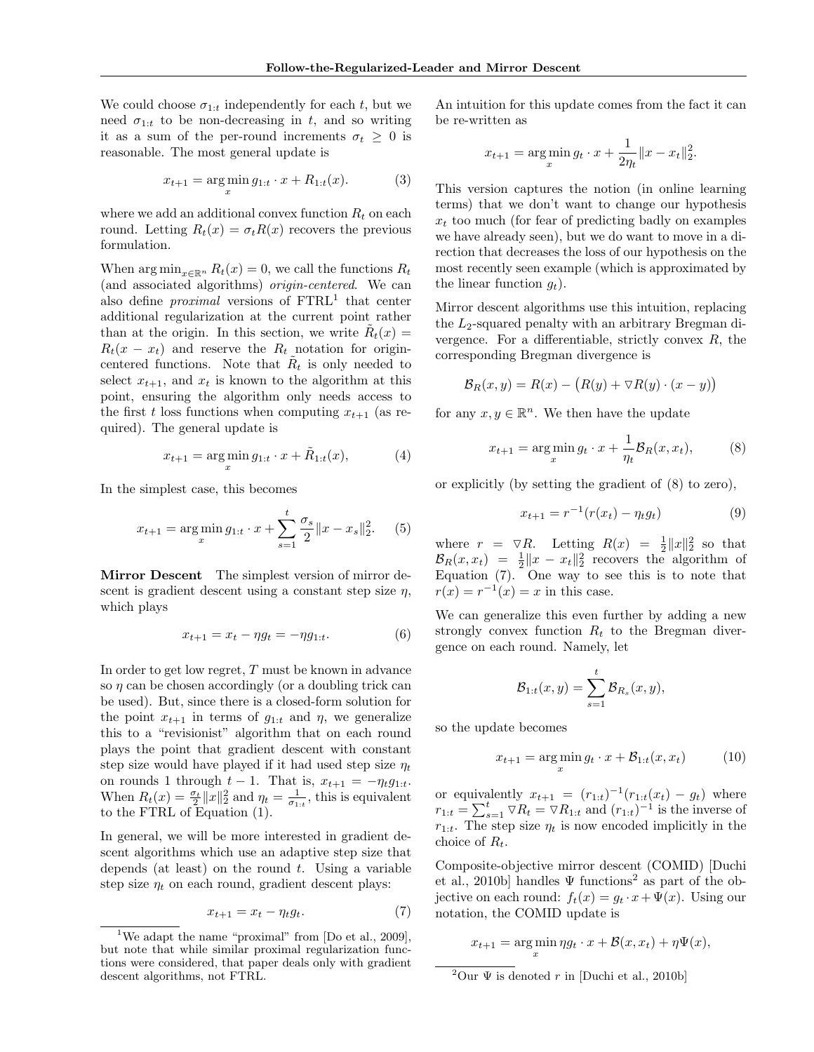We could choose $\sigma_{1:t}$ independently for each $t$, but we need $\sigma_{1:t}$ to be non-decreasing in $t$, and so writing it as a sum of the per-round increments $\sigma_t \geq 0$ is reasonable. The most general update is

$$x_{t+1} = \arg\min_x g_{1:t} \cdot x + R_{1:t}(x). \tag{3}$$

where we add an additional convex function $R_t$ on each round. Letting $R_t(x) = \sigma_t R(x)$ recovers the previous formulation.

When $\arg\min_{x \in \mathbb{R}^n} R_t(x) = 0$, we call the functions $R_t$ (and associated algorithms) *origin-centered*. We can also define *proximal* versions of FTRL[1] that center additional regularization at the current point rather than at the origin. In this section, we write $\tilde{R}_t(x) = R_t(x - x_t)$ and reserve the $R_t$ notation for origin-centered functions. Note that $\tilde{R}_t$ is only needed to select $x_{t+1}$, and $x_t$ is known to the algorithm at this point, ensuring the algorithm only needs access to the first $t$ loss functions when computing $x_{t+1}$ (as required). The general update is

$$x_{t+1} = \arg\min_x g_{1:t} \cdot x + \tilde{R}_{1:t}(x), \tag{4}$$

In the simplest case, this becomes

$$x_{t+1} = \arg\min_x g_{1:t} \cdot x + \sum_{s=1}^{t} \frac{\sigma_s}{2} \|x - x_s\|_2^2. \tag{5}$$

**Mirror Descent** The simplest version of mirror descent is gradient descent using a constant step size $\eta$, which plays

$$x_{t+1} = x_t - \eta g_t = -\eta g_{1:t}. \tag{6}$$

In order to get low regret, $T$ must be known in advance so $\eta$ can be chosen accordingly (or a doubling trick can be used). But, since there is a closed-form solution for the point $x_{t+1}$ in terms of $g_{1:t}$ and $\eta$, we generalize this to a "revisionist" algorithm that on each round plays the point that gradient descent with constant step size would have played if it had used step size $\eta_t$ on rounds 1 through $t-1$. That is, $x_{t+1} = -\eta_t g_{1:t}$. When $R_t(x) = \frac{\sigma_t}{2}\|x\|_2^2$ and $\eta_t = \frac{1}{\sigma_{1:t}}$, this is equivalent to the FTRL of Equation (1).

In general, we will be more interested in gradient descent algorithms which use an adaptive step size that depends (at least) on the round $t$. Using a variable step size $\eta_t$ on each round, gradient descent plays:

$$x_{t+1} = x_t - \eta_t g_t. \tag{7}$$

An intuition for this update comes from the fact it can be re-written as

$$x_{t+1} = \arg\min_x g_t \cdot x + \frac{1}{2\eta_t}\|x - x_t\|_2^2.$$

This version captures the notion (in online learning terms) that we don't want to change our hypothesis $x_t$ too much (for fear of predicting badly on examples we have already seen), but we do want to move in a direction that decreases the loss of our hypothesis on the most recently seen example (which is approximated by the linear function $g_t$).

Mirror descent algorithms use this intuition, replacing the $L_2$-squared penalty with an arbitrary Bregman divergence. For a differentiable, strictly convex $R$, the corresponding Bregman divergence is

$$\mathcal{B}_R(x, y) = R(x) - \big(R(y) + \nabla R(y) \cdot (x - y)\big)$$

for any $x, y \in \mathbb{R}^n$. We then have the update

$$x_{t+1} = \arg\min_x g_t \cdot x + \frac{1}{\eta_t}\mathcal{B}_R(x, x_t), \tag{8}$$

or explicitly (by setting the gradient of (8) to zero),

$$x_{t+1} = r^{-1}(r(x_t) - \eta_t g_t) \tag{9}$$

where $r = \nabla R$. Letting $R(x) = \frac{1}{2}\|x\|_2^2$ so that $\mathcal{B}_R(x, x_t) = \frac{1}{2}\|x - x_t\|_2^2$ recovers the algorithm of Equation (7). One way to see this is to note that $r(x) = r^{-1}(x) = x$ in this case.

We can generalize this even further by adding a new strongly convex function $R_t$ to the Bregman divergence on each round. Namely, let

$$\mathcal{B}_{1:t}(x, y) = \sum_{s=1}^{t} \mathcal{B}_{R_s}(x, y),$$

so the update becomes

$$x_{t+1} = \arg\min_x g_t \cdot x + \mathcal{B}_{1:t}(x, x_t) \tag{10}$$

or equivalently $x_{t+1} = (r_{1:t})^{-1}(r_{1:t}(x_t) - g_t)$ where $r_{1:t} = \sum_{s=1}^{t} \nabla R_t = \nabla R_{1:t}$ and $(r_{1:t})^{-1}$ is the inverse of $r_{1:t}$. The step size $\eta_t$ is now encoded implicitly in the choice of $R_t$.

Composite-objective mirror descent (COMID) [Duchi et al., 2010b] handles $\Psi$ functions[2] as part of the objective on each round: $f_t(x) = g_t \cdot x + \Psi(x)$. Using our notation, the COMID update is

$$x_{t+1} = \arg\min_x \eta g_t \cdot x + \mathcal{B}(x, x_t) + \eta \Psi(x),$$

[1] We adapt the name "proximal" from [Do et al., 2009], but note that while similar proximal regularization functions were considered, that paper deals only with gradient descent algorithms, not FTRL.

[2] Our $\Psi$ is denoted $r$ in [Duchi et al., 2010b]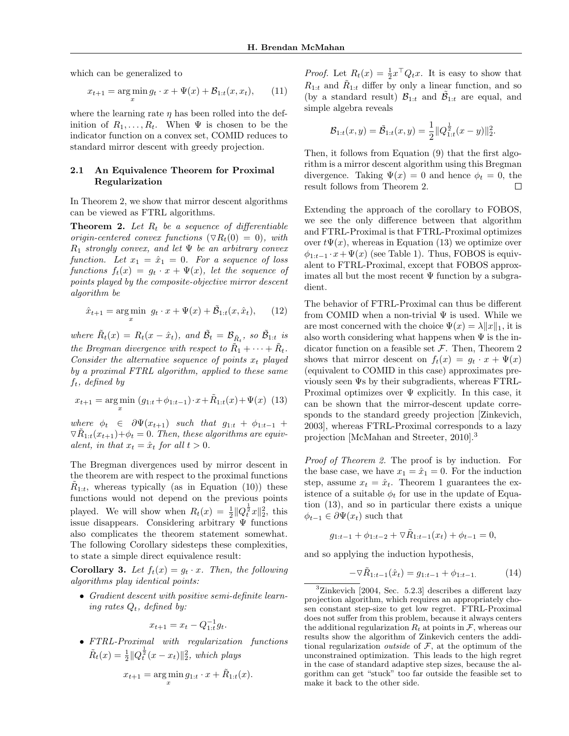which can be generalized to

$$x_{t+1} = \arg\min_x g_t \cdot x + \Psi(x) + \mathcal{B}_{1:t}(x, x_t), \qquad (11)$$

where the learning rate $\eta$ has been rolled into the definition of $R_1, \ldots, R_t$. When $\Psi$ is chosen to be the indicator function on a convex set, COMID reduces to standard mirror descent with greedy projection.

### 2.1 An Equivalence Theorem for Proximal Regularization

In Theorem 2, we show that mirror descent algorithms can be viewed as FTRL algorithms.

**Theorem 2.** *Let $R_t$ be a sequence of differentiable origin-centered convex functions ($\triangledown R_t(0) = 0$), with $R_1$ strongly convex, and let $\Psi$ be an arbitrary convex function. Let $x_1 = \hat{x}_1 = 0$. For a sequence of loss functions $f_t(x) = g_t \cdot x + \Psi(x)$, let the sequence of points played by the composite-objective mirror descent algorithm be*

$$\hat{x}_{t+1} = \arg\min_x \; g_t \cdot x + \Psi(x) + \tilde{\mathcal{B}}_{1:t}(x, \hat{x}_t), \qquad (12)$$

*where $\tilde{R}_t(x) = R_t(x - \hat{x}_t)$, and $\tilde{\mathcal{B}}_t = \mathcal{B}_{\tilde{R}_t}$, so $\tilde{\mathcal{B}}_{1:t}$ is the Bregman divergence with respect to $\tilde{R}_1 + \cdots + \tilde{R}_t$. Consider the alternative sequence of points $x_t$ played by a proximal FTRL algorithm, applied to these same $f_t$, defined by*

$$x_{t+1} = \arg\min_x \; (g_{1:t} + \phi_{1:t-1}) \cdot x + \tilde{R}_{1:t}(x) + \Psi(x) \qquad (13)$$

*where $\phi_t \in \partial\Psi(x_{t+1})$ such that $g_{1:t} + \phi_{1:t-1} + \triangledown\tilde{R}_{1:t}(x_{t+1}) + \phi_t = 0$. Then, these algorithms are equivalent, in that $x_t = \hat{x}_t$ for all $t > 0$.*

The Bregman divergences used by mirror descent in the theorem are with respect to the proximal functions $\tilde{R}_{1:t}$, whereas typically (as in Equation (10)) these functions would not depend on the previous points played. We will show when $R_t(x) = \frac{1}{2}\|Q_t^{\frac{1}{2}} x\|_2^2$, this issue disappears. Considering arbitrary $\Psi$ functions also complicates the theorem statement somewhat. The following Corollary sidesteps these complexities, to state a simple direct equivalence result:

**Corollary 3.** *Let $f_t(x) = g_t \cdot x$. Then, the following algorithms play identical points:*

- *Gradient descent with positive semi-definite learning rates $Q_t$, defined by:*

$$x_{t+1} = x_t - Q_{1:t}^{-1} g_t.$$

- *FTRL-Proximal with regularization functions $\tilde{R}_t(x) = \frac{1}{2}\|Q_t^{\frac{1}{2}}(x - x_t)\|_2^2$, which plays*

$$x_{t+1} = \arg\min_x g_{1:t} \cdot x + \tilde{R}_{1:t}(x).$$

*Proof.* Let $R_t(x) = \frac{1}{2} x^\top Q_t x$. It is easy to show that $R_{1:t}$ and $\tilde{R}_{1:t}$ differ by only a linear function, and so (by a standard result) $\mathcal{B}_{1:t}$ and $\tilde{\mathcal{B}}_{1:t}$ are equal, and simple algebra reveals

$$\mathcal{B}_{1:t}(x, y) = \tilde{\mathcal{B}}_{1:t}(x, y) = \frac{1}{2}\|Q_{1:t}^{\frac{1}{2}}(x - y)\|_2^2.$$

Then, it follows from Equation (9) that the first algorithm is a mirror descent algorithm using this Bregman divergence. Taking $\Psi(x) = 0$ and hence $\phi_t = 0$, the result follows from Theorem 2. □

Extending the approach of the corollary to FOBOS, we see the only difference between that algorithm and FTRL-Proximal is that FTRL-Proximal optimizes over $t\Psi(x)$, whereas in Equation (13) we optimize over $\phi_{1:t-1} \cdot x + \Psi(x)$ (see Table 1). Thus, FOBOS is equivalent to FTRL-Proximal, except that FOBOS approximates all but the most recent $\Psi$ function by a subgradient.

The behavior of FTRL-Proximal can thus be different from COMID when a non-trivial $\Psi$ is used. While we are most concerned with the choice $\Psi(x) = \lambda\|x\|_1$, it is also worth considering what happens when $\Psi$ is the indicator function on a feasible set $\mathcal{F}$. Then, Theorem 2 shows that mirror descent on $f_t(x) = g_t \cdot x + \Psi(x)$ (equivalent to COMID in this case) approximates previously seen $\Psi$s by their subgradients, whereas FTRL-Proximal optimizes over $\Psi$ explicitly. In this case, it can be shown that the mirror-descent update corresponds to the standard greedy projection [Zinkevich, 2003], whereas FTRL-Proximal corresponds to a lazy projection [McMahan and Streeter, 2010].[3]

*Proof of Theorem 2.* The proof is by induction. For the base case, we have $x_1 = \hat{x}_1 = 0$. For the induction step, assume $x_t = \hat{x}_t$. Theorem 1 guarantees the existence of a suitable $\phi_t$ for use in the update of Equation (13), and so in particular there exists a unique $\phi_{t-1} \in \partial\Psi(x_t)$ such that

$$g_{1:t-1} + \phi_{1:t-2} + \triangledown\tilde{R}_{1:t-1}(x_t) + \phi_{t-1} = 0,$$

and so applying the induction hypothesis,

$$-\triangledown\tilde{R}_{1:t-1}(\hat{x}_t) = g_{1:t-1} + \phi_{1:t-1}. \qquad (14)$$

[3] Zinkevich [2004, Sec. 5.2.3] describes a different lazy projection algorithm, which requires an appropriately chosen constant step-size to get low regret. FTRL-Proximal does not suffer from this problem, because it always centers the additional regularization $R_t$ at points in $\mathcal{F}$, whereas our results show the algorithm of Zinkevich centers the additional regularization *outside* of $\mathcal{F}$, at the optimum of the unconstrained optimization. This leads to the high regret in the case of standard adaptive step sizes, because the algorithm can get "stuck" too far outside the feasible set to make it back to the other side.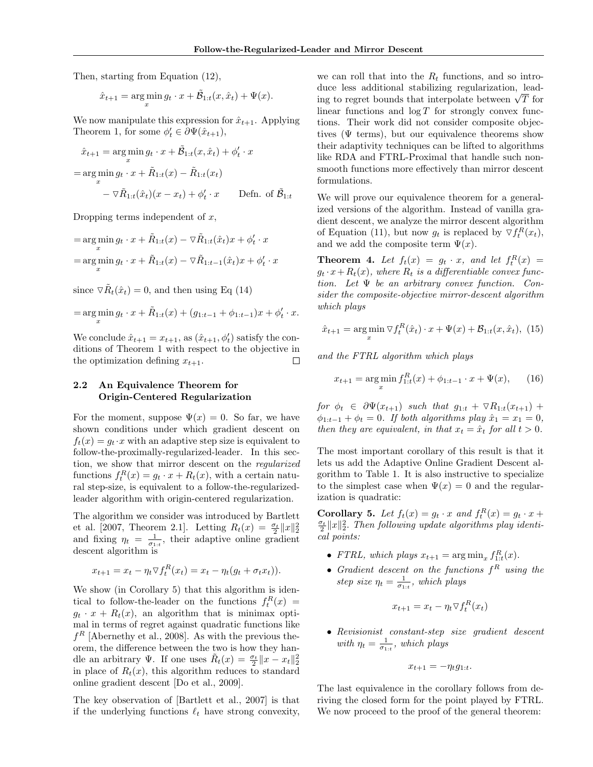Then, starting from Equation (12),

$$\hat{x}_{t+1} = \arg\min_x g_t \cdot x + \tilde{\mathcal{B}}_{1:t}(x, \hat{x}_t) + \Psi(x).$$

We now manipulate this expression for $\hat{x}_{t+1}$. Applying Theorem 1, for some $\phi'_t \in \partial\Psi(\hat{x}_{t+1})$,

$$\hat{x}_{t+1} = \arg\min_x g_t \cdot x + \tilde{\mathcal{B}}_{1:t}(x, \hat{x}_t) + \phi'_t \cdot x$$

$$= \arg\min_x g_t \cdot x + \tilde{R}_{1:t}(x) - \tilde{R}_{1:t}(x_t) - \triangledown\tilde{R}_{1:t}(\hat{x}_t)(x - x_t) + \phi'_t \cdot x \qquad \text{Defn. of } \tilde{\mathcal{B}}_{1:t}$$

Dropping terms independent of $x$,

$$= \arg\min_x g_t \cdot x + \tilde{R}_{1:t}(x) - \triangledown\tilde{R}_{1:t}(\hat{x}_t)x + \phi'_t \cdot x$$

$$= \arg\min_x g_t \cdot x + \tilde{R}_{1:t}(x) - \triangledown\tilde{R}_{1:t-1}(\hat{x}_t)x + \phi'_t \cdot x$$

since $\triangledown\tilde{R}_t(\hat{x}_t) = 0$, and then using Eq (14)

$$= \arg\min_x g_t \cdot x + \tilde{R}_{1:t}(x) + (g_{1:t-1} + \phi_{1:t-1})x + \phi'_t \cdot x.$$

We conclude $\hat{x}_{t+1} = x_{t+1}$, as $(\hat{x}_{t+1}, \phi'_t)$ satisfy the conditions of Theorem 1 with respect to the objective in the optimization defining $x_{t+1}$. □

## 2.2 An Equivalence Theorem for Origin-Centered Regularization

For the moment, suppose $\Psi(x) = 0$. So far, we have shown conditions under which gradient descent on $f_t(x) = g_t \cdot x$ with an adaptive step size is equivalent to follow-the-proximally-regularized-leader. In this section, we show that mirror descent on the *regularized* functions $f_t^R(x) = g_t \cdot x + R_t(x)$, with a certain natural step-size, is equivalent to a follow-the-regularized-leader algorithm with origin-centered regularization.

The algorithm we consider was introduced by Bartlett et al. [2007, Theorem 2.1]. Letting $R_t(x) = \frac{\sigma_t}{2}\|x\|_2^2$ and fixing $\eta_t = \frac{1}{\sigma_{1:t}}$, their adaptive online gradient descent algorithm is

$$x_{t+1} = x_t - \eta_t \triangledown f_t^R(x_t) = x_t - \eta_t(g_t + \sigma_t x_t)).$$

We show (in Corollary 5) that this algorithm is identical to follow-the-leader on the functions $f_t^R(x) = g_t \cdot x + R_t(x)$, an algorithm that is minimax optimal in terms of regret against quadratic functions like $f^R$ [Abernethy et al., 2008]. As with the previous theorem, the difference between the two is how they handle an arbitrary $\Psi$. If one uses $\tilde{R}_t(x) = \frac{\sigma_t}{2}\|x - x_t\|_2^2$ in place of $R_t(x)$, this algorithm reduces to standard online gradient descent [Do et al., 2009].

The key observation of [Bartlett et al., 2007] is that if the underlying functions $\ell_t$ have strong convexity, we can roll that into the $R_t$ functions, and so introduce less additional stabilizing regularization, leading to regret bounds that interpolate between $\sqrt{T}$ for linear functions and $\log T$ for strongly convex functions. Their work did not consider composite objectives ($\Psi$ terms), but our equivalence theorems show their adaptivity techniques can be lifted to algorithms like RDA and FTRL-Proximal that handle such non-smooth functions more effectively than mirror descent formulations.

We will prove our equivalence theorem for a generalized versions of the algorithm. Instead of vanilla gradient descent, we analyze the mirror descent algorithm of Equation (11), but now $g_t$ is replaced by $\triangledown f_t^R(x_t)$, and we add the composite term $\Psi(x)$.

**Theorem 4.** *Let $f_t(x) = g_t \cdot x$, and let $f_t^R(x) = g_t \cdot x + R_t(x)$, where $R_t$ is a differentiable convex function. Let $\Psi$ be an arbitrary convex function. Consider the composite-objective mirror-descent algorithm which plays*

$$\hat{x}_{t+1} = \arg\min_x \triangledown f_t^R(\hat{x}_t) \cdot x + \Psi(x) + \mathcal{B}_{1:t}(x, \hat{x}_t), \quad (15)$$

*and the FTRL algorithm which plays*

$$x_{t+1} = \arg\min_x f_{1:t}^R(x) + \phi_{1:t-1} \cdot x + \Psi(x), \quad (16)$$

*for $\phi_t \in \partial\Psi(x_{t+1})$ such that $g_{1:t} + \triangledown R_{1:t}(x_{t+1}) + \phi_{1:t-1} + \phi_t = 0$. If both algorithms play $\hat{x}_1 = x_1 = 0$, then they are equivalent, in that $x_t = \hat{x}_t$ for all $t > 0$.*

The most important corollary of this result is that it lets us add the Adaptive Online Gradient Descent algorithm to Table 1. It is also instructive to specialize to the simplest case when $\Psi(x) = 0$ and the regularization is quadratic:

**Corollary 5.** *Let $f_t(x) = g_t \cdot x$ and $f_t^R(x) = g_t \cdot x + \frac{\sigma_t}{2}\|x\|_2^2$. Then following update algorithms play identical points:*

- *FTRL, which plays $x_{t+1} = \arg\min_x f_{1:t}^R(x)$.*
- *Gradient descent on the functions $f^R$ using the step size $\eta_t = \frac{1}{\sigma_{1:t}}$, which plays*

$$x_{t+1} = x_t - \eta_t \triangledown f_t^R(x_t)$$

- *Revisionist constant-step size gradient descent with $\eta_t = \frac{1}{\sigma_{1:t}}$, which plays*

$$x_{t+1} = -\eta_t g_{1:t}.$$

The last equivalence in the corollary follows from deriving the closed form for the point played by FTRL. We now proceed to the proof of the general theorem: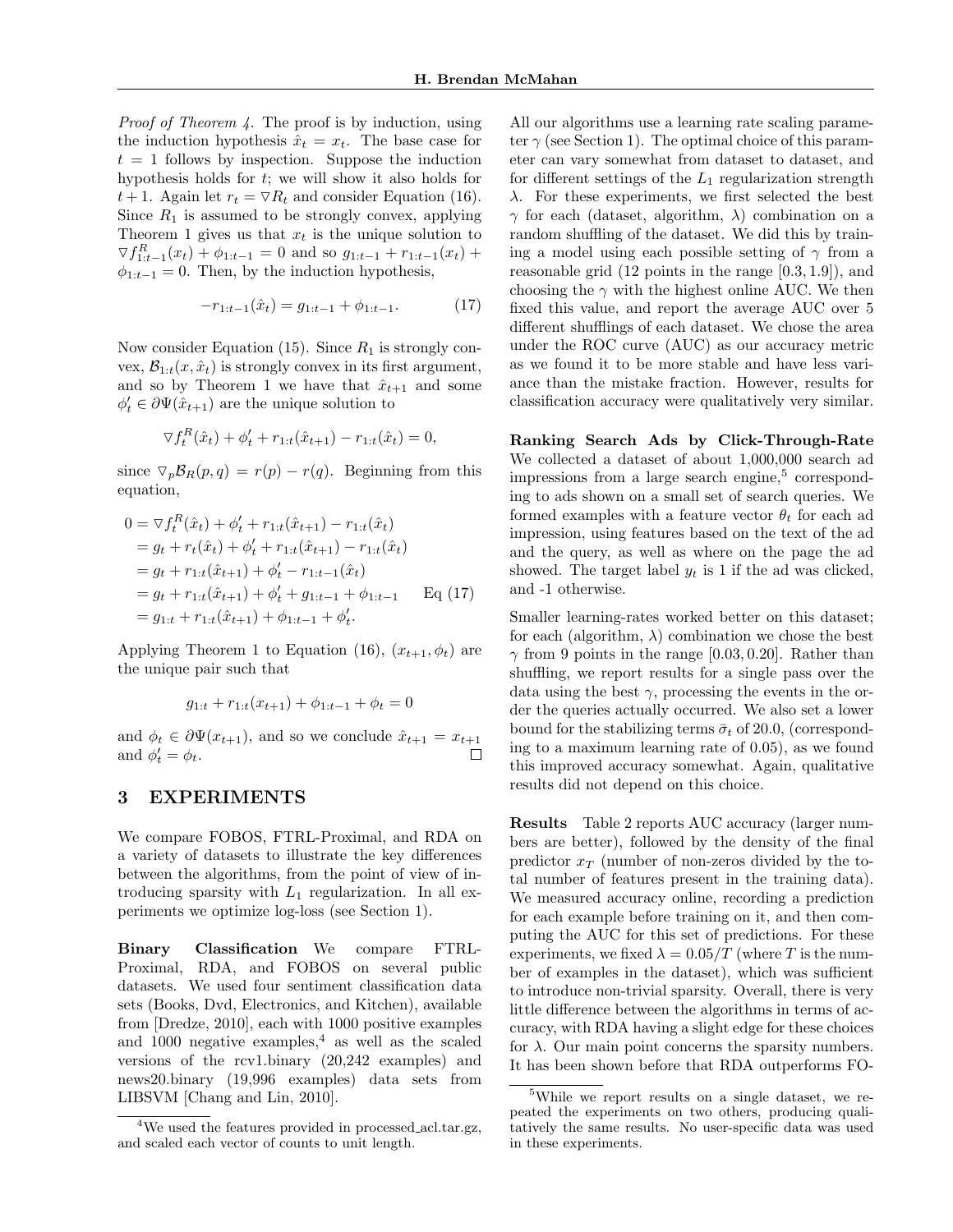*Proof of Theorem 4.* The proof is by induction, using the induction hypothesis $\hat{x}_t = x_t$. The base case for $t = 1$ follows by inspection. Suppose the induction hypothesis holds for $t$; we will show it also holds for $t+1$. Again let $r_t = \triangledown R_t$ and consider Equation (16). Since $R_1$ is assumed to be strongly convex, applying Theorem 1 gives us that $x_t$ is the unique solution to $\triangledown f^R_{1:t-1}(x_t) + \phi_{1:t-1} = 0$ and so $g_{1:t-1} + r_{1:t-1}(x_t) + \phi_{1:t-1} = 0$. Then, by the induction hypothesis,

$$-r_{1:t-1}(\hat{x}_t) = g_{1:t-1} + \phi_{1:t-1}. \tag{17}$$

Now consider Equation (15). Since $R_1$ is strongly convex, $\mathcal{B}_{1:t}(x, \hat{x}_t)$ is strongly convex in its first argument, and so by Theorem 1 we have that $\hat{x}_{t+1}$ and some $\phi'_t \in \partial\Psi(\hat{x}_{t+1})$ are the unique solution to

$$\triangledown f^R_t(\hat{x}_t) + \phi'_t + r_{1:t}(\hat{x}_{t+1}) - r_{1:t}(\hat{x}_t) = 0,$$

since $\triangledown_p \mathcal{B}_R(p, q) = r(p) - r(q)$. Beginning from this equation,

$$\begin{aligned}
0 &= \triangledown f^R_t(\hat{x}_t) + \phi'_t + r_{1:t}(\hat{x}_{t+1}) - r_{1:t}(\hat{x}_t) \\
&= g_t + r_t(\hat{x}_t) + \phi'_t + r_{1:t}(\hat{x}_{t+1}) - r_{1:t}(\hat{x}_t) \\
&= g_t + r_{1:t}(\hat{x}_{t+1}) + \phi'_t - r_{1:t-1}(\hat{x}_t) \\
&= g_t + r_{1:t}(\hat{x}_{t+1}) + \phi'_t + g_{1:t-1} + \phi_{1:t-1} \qquad \text{Eq (17)} \\
&= g_{1:t} + r_{1:t}(\hat{x}_{t+1}) + \phi_{1:t-1} + \phi'_t.
\end{aligned}$$

Applying Theorem 1 to Equation (16), $(x_{t+1}, \phi_t)$ are the unique pair such that

$$g_{1:t} + r_{1:t}(x_{t+1}) + \phi_{1:t-1} + \phi_t = 0$$

and $\phi_t \in \partial\Psi(x_{t+1})$, and so we conclude $\hat{x}_{t+1} = x_{t+1}$ and $\phi'_t = \phi_t$. □

## 3 EXPERIMENTS

We compare FOBOS, FTRL-Proximal, and RDA on a variety of datasets to illustrate the key differences between the algorithms, from the point of view of introducing sparsity with $L_1$ regularization. In all experiments we optimize log-loss (see Section 1).

**Binary Classification** We compare FTRL-Proximal, RDA, and FOBOS on several public datasets. We used four sentiment classification data sets (Books, Dvd, Electronics, and Kitchen), available from [Dredze, 2010], each with 1000 positive examples and 1000 negative examples,[4] as well as the scaled versions of the rcv1.binary (20,242 examples) and news20.binary (19,996 examples) data sets from LIBSVM [Chang and Lin, 2010].

[4] We used the features provided in processed_acl.tar.gz, and scaled each vector of counts to unit length.

All our algorithms use a learning rate scaling parameter $\gamma$ (see Section 1). The optimal choice of this parameter can vary somewhat from dataset to dataset, and for different settings of the $L_1$ regularization strength $\lambda$. For these experiments, we first selected the best $\gamma$ for each (dataset, algorithm, $\lambda$) combination on a random shuffling of the dataset. We did this by training a model using each possible setting of $\gamma$ from a reasonable grid (12 points in the range $[0.3, 1.9]$), and choosing the $\gamma$ with the highest online AUC. We then fixed this value, and report the average AUC over 5 different shufflings of each dataset. We chose the area under the ROC curve (AUC) as our accuracy metric as we found it to be more stable and have less variance than the mistake fraction. However, results for classification accuracy were qualitatively very similar.

**Ranking Search Ads by Click-Through-Rate** We collected a dataset of about 1,000,000 search ad impressions from a large search engine,[5] corresponding to ads shown on a small set of search queries. We formed examples with a feature vector $\theta_t$ for each ad impression, using features based on the text of the ad and the query, as well as where on the page the ad showed. The target label $y_t$ is 1 if the ad was clicked, and -1 otherwise.

Smaller learning-rates worked better on this dataset; for each (algorithm, $\lambda$) combination we chose the best $\gamma$ from 9 points in the range $[0.03, 0.20]$. Rather than shuffling, we report results for a single pass over the data using the best $\gamma$, processing the events in the order the queries actually occurred. We also set a lower bound for the stabilizing terms $\bar{\sigma}_t$ of 20.0, (corresponding to a maximum learning rate of 0.05), as we found this improved accuracy somewhat. Again, qualitative results did not depend on this choice.

**Results** Table 2 reports AUC accuracy (larger numbers are better), followed by the density of the final predictor $x_T$ (number of non-zeros divided by the total number of features present in the training data). We measured accuracy online, recording a prediction for each example before training on it, and then computing the AUC for this set of predictions. For these experiments, we fixed $\lambda = 0.05/T$ (where $T$ is the number of examples in the dataset), which was sufficient to introduce non-trivial sparsity. Overall, there is very little difference between the algorithms in terms of accuracy, with RDA having a slight edge for these choices for $\lambda$. Our main point concerns the sparsity numbers. It has been shown before that RDA outperforms FO-

[5] While we report results on a single dataset, we repeated the experiments on two others, producing qualitatively the same results. No user-specific data was used in these experiments.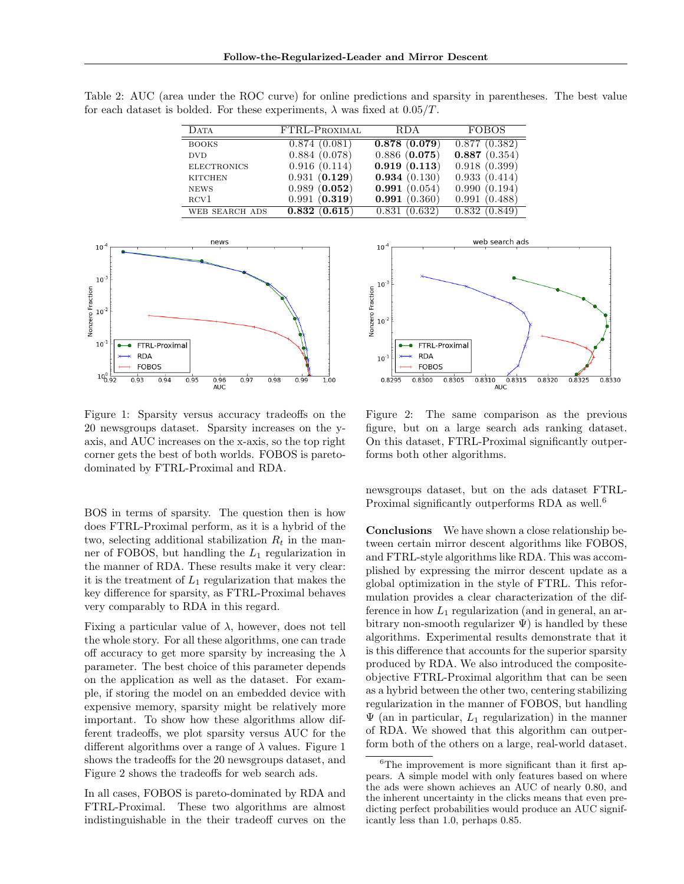Table 2: AUC (area under the ROC curve) for online predictions and sparsity in parentheses. The best value for each dataset is bolded. For these experiments, $\lambda$ was fixed at $0.05/T$.

| Data | FTRL-Proximal | RDA | FOBOS |
|---|---|---|---|
| books | 0.874 (0.081) | **0.878** (**0.079**) | 0.877 (0.382) |
| dvd | 0.884 (0.078) | 0.886 (**0.075**) | **0.887** (0.354) |
| electronics | 0.916 (0.114) | **0.919** (**0.113**) | 0.918 (0.399) |
| kitchen | 0.931 (**0.129**) | **0.934** (0.130) | 0.933 (0.414) |
| news | 0.989 (**0.052**) | **0.991** (0.054) | 0.990 (0.194) |
| rcv1 | 0.991 (**0.319**) | **0.991** (0.360) | 0.991 (0.488) |
| web search ads | **0.832** (**0.615**) | 0.831 (0.632) | 0.832 (0.849) |

Figure 1: Sparsity versus accuracy tradeoffs on the 20 newsgroups dataset. Sparsity increases on the y-axis, and AUC increases on the x-axis, so the top right corner gets the best of both worlds. FOBOS is pareto-dominated by FTRL-Proximal and RDA.

Figure 2: The same comparison as the previous figure, but on a large search ads ranking dataset. On this dataset, FTRL-Proximal significantly outperforms both other algorithms.

BOS in terms of sparsity. The question then is how does FTRL-Proximal perform, as it is a hybrid of the two, selecting additional stabilization $R_t$ in the manner of FOBOS, but handling the $L_1$ regularization in the manner of RDA. These results make it very clear: it is the treatment of $L_1$ regularization that makes the key difference for sparsity, as FTRL-Proximal behaves very comparably to RDA in this regard.

Fixing a particular value of $\lambda$, however, does not tell the whole story. For all these algorithms, one can trade off accuracy to get more sparsity by increasing the $\lambda$ parameter. The best choice of this parameter depends on the application as well as the dataset. For example, if storing the model on an embedded device with expensive memory, sparsity might be relatively more important. To show how these algorithms allow different tradeoffs, we plot sparsity versus AUC for the different algorithms over a range of $\lambda$ values. Figure 1 shows the tradeoffs for the 20 newsgroups dataset, and Figure 2 shows the tradeoffs for web search ads.

In all cases, FOBOS is pareto-dominated by RDA and FTRL-Proximal. These two algorithms are almost indistinguishable in the their tradeoff curves on the newsgroups dataset, but on the ads dataset FTRL-Proximal significantly outperforms RDA as well.[6]

**Conclusions** We have shown a close relationship between certain mirror descent algorithms like FOBOS, and FTRL-style algorithms like RDA. This was accomplished by expressing the mirror descent update as a global optimization in the style of FTRL. This reformulation provides a clear characterization of the difference in how $L_1$ regularization (and in general, an arbitrary non-smooth regularizer $\Psi$) is handled by these algorithms. Experimental results demonstrate that it is this difference that accounts for the superior sparsity produced by RDA. We also introduced the composite-objective FTRL-Proximal algorithm that can be seen as a hybrid between the other two, centering stabilizing regularization in the manner of FOBOS, but handling $\Psi$ (an in particular, $L_1$ regularization) in the manner of RDA. We showed that this algorithm can outperform both of the others on a large, real-world dataset.

[6]The improvement is more significant than it first appears. A simple model with only features based on where the ads were shown achieves an AUC of nearly 0.80, and the inherent uncertainty in the clicks means that even predicting perfect probabilities would produce an AUC significantly less than 1.0, perhaps 0.85.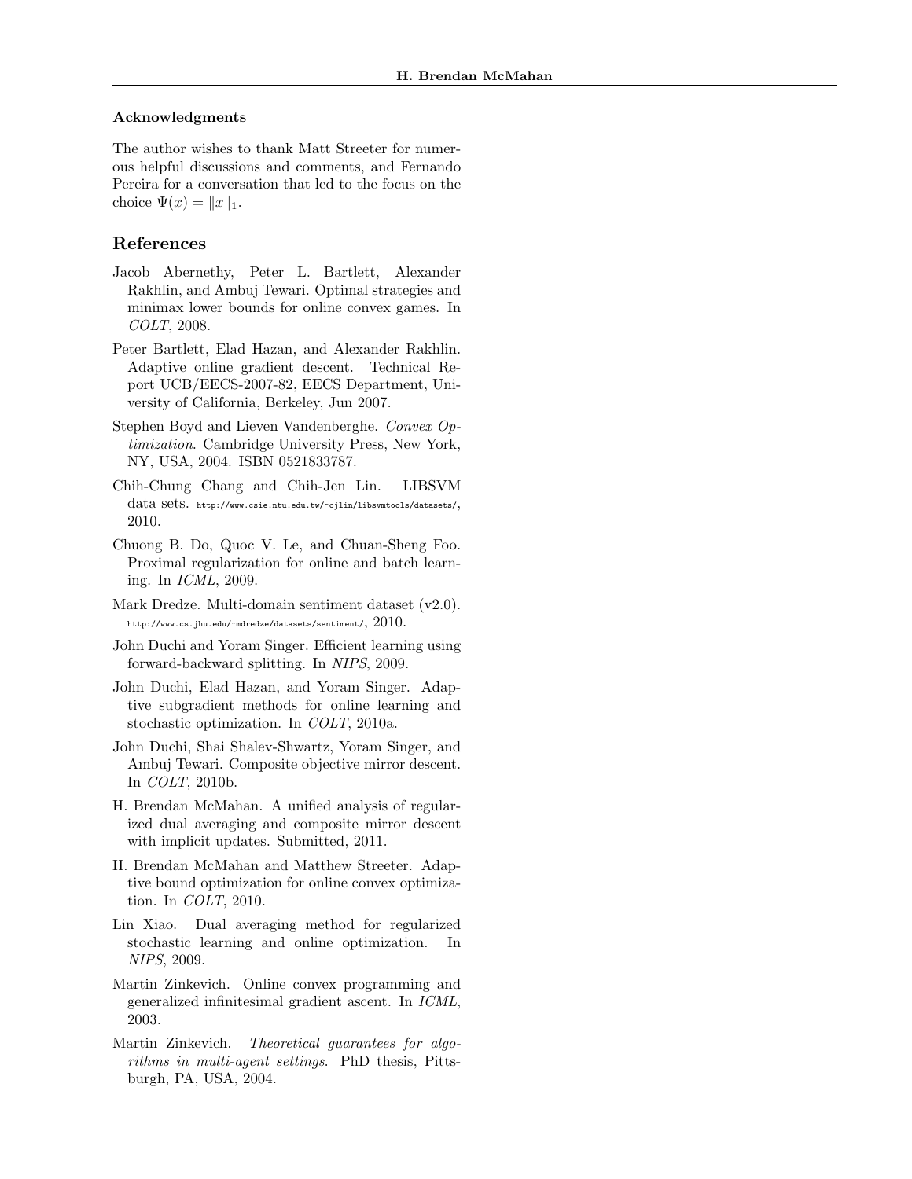### Acknowledgments

The author wishes to thank Matt Streeter for numerous helpful discussions and comments, and Fernando Pereira for a conversation that led to the focus on the choice $\Psi(x) = \|x\|_1$.

## References

Jacob Abernethy, Peter L. Bartlett, Alexander Rakhlin, and Ambuj Tewari. Optimal strategies and minimax lower bounds for online convex games. In *COLT*, 2008.

Peter Bartlett, Elad Hazan, and Alexander Rakhlin. Adaptive online gradient descent. Technical Report UCB/EECS-2007-82, EECS Department, University of California, Berkeley, Jun 2007.

Stephen Boyd and Lieven Vandenberghe. *Convex Optimization*. Cambridge University Press, New York, NY, USA, 2004. ISBN 0521833787.

Chih-Chung Chang and Chih-Jen Lin. LIBSVM data sets. http://www.csie.ntu.edu.tw/~cjlin/libsvmtools/datasets/, 2010.

Chuong B. Do, Quoc V. Le, and Chuan-Sheng Foo. Proximal regularization for online and batch learning. In *ICML*, 2009.

Mark Dredze. Multi-domain sentiment dataset (v2.0). http://www.cs.jhu.edu/~mdredze/datasets/sentiment/, 2010.

John Duchi and Yoram Singer. Efficient learning using forward-backward splitting. In *NIPS*, 2009.

John Duchi, Elad Hazan, and Yoram Singer. Adaptive subgradient methods for online learning and stochastic optimization. In *COLT*, 2010a.

John Duchi, Shai Shalev-Shwartz, Yoram Singer, and Ambuj Tewari. Composite objective mirror descent. In *COLT*, 2010b.

H. Brendan McMahan. A unified analysis of regularized dual averaging and composite mirror descent with implicit updates. Submitted, 2011.

H. Brendan McMahan and Matthew Streeter. Adaptive bound optimization for online convex optimization. In *COLT*, 2010.

Lin Xiao. Dual averaging method for regularized stochastic learning and online optimization. In *NIPS*, 2009.

Martin Zinkevich. Online convex programming and generalized infinitesimal gradient ascent. In *ICML*, 2003.

Martin Zinkevich. *Theoretical guarantees for algorithms in multi-agent settings*. PhD thesis, Pittsburgh, PA, USA, 2004.